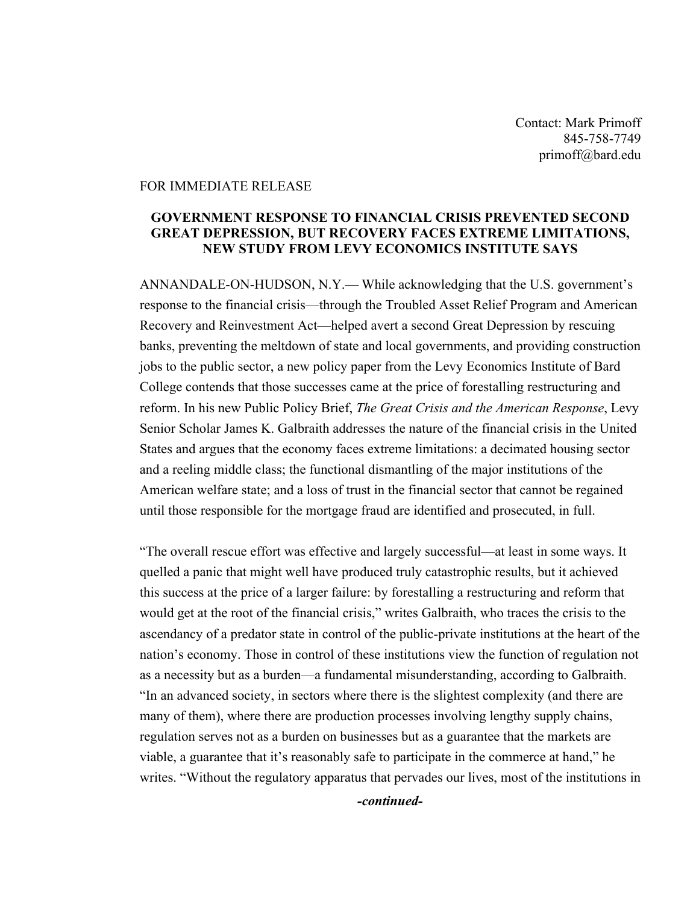Contact: Mark Primoff
845-758-7749
primoff@bard.edu

FOR IMMEDIATE RELEASE

**GOVERNMENT RESPONSE TO FINANCIAL CRISIS PREVENTED SECOND GREAT DEPRESSION, BUT RECOVERY FACES EXTREME LIMITATIONS, NEW STUDY FROM LEVY ECONOMICS INSTITUTE SAYS**

ANNANDALE-ON-HUDSON, N.Y.— While acknowledging that the U.S. government's response to the financial crisis—through the Troubled Asset Relief Program and American Recovery and Reinvestment Act—helped avert a second Great Depression by rescuing banks, preventing the meltdown of state and local governments, and providing construction jobs to the public sector, a new policy paper from the Levy Economics Institute of Bard College contends that those successes came at the price of forestalling restructuring and reform. In his new Public Policy Brief, *The Great Crisis and the American Response*, Levy Senior Scholar James K. Galbraith addresses the nature of the financial crisis in the United States and argues that the economy faces extreme limitations: a decimated housing sector and a reeling middle class; the functional dismantling of the major institutions of the American welfare state; and a loss of trust in the financial sector that cannot be regained until those responsible for the mortgage fraud are identified and prosecuted, in full.

"The overall rescue effort was effective and largely successful—at least in some ways. It quelled a panic that might well have produced truly catastrophic results, but it achieved this success at the price of a larger failure: by forestalling a restructuring and reform that would get at the root of the financial crisis," writes Galbraith, who traces the crisis to the ascendancy of a predator state in control of the public-private institutions at the heart of the nation's economy. Those in control of these institutions view the function of regulation not as a necessity but as a burden—a fundamental misunderstanding, according to Galbraith. "In an advanced society, in sectors where there is the slightest complexity (and there are many of them), where there are production processes involving lengthy supply chains, regulation serves not as a burden on businesses but as a guarantee that the markets are viable, a guarantee that it's reasonably safe to participate in the commerce at hand," he writes. "Without the regulatory apparatus that pervades our lives, most of the institutions in

***-continued-***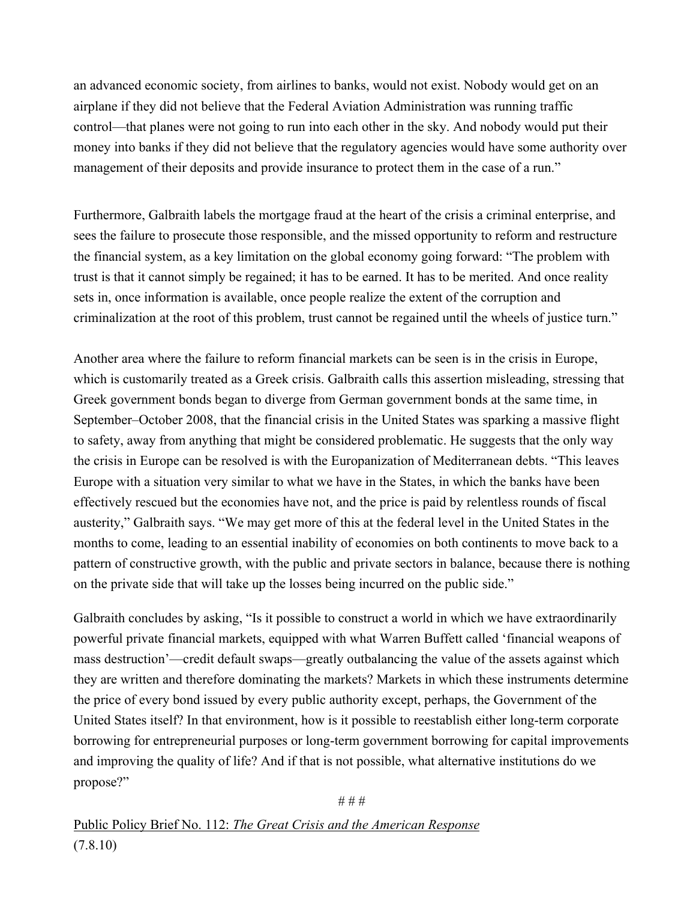an advanced economic society, from airlines to banks, would not exist. Nobody would get on an airplane if they did not believe that the Federal Aviation Administration was running traffic control—that planes were not going to run into each other in the sky. And nobody would put their money into banks if they did not believe that the regulatory agencies would have some authority over management of their deposits and provide insurance to protect them in the case of a run."

Furthermore, Galbraith labels the mortgage fraud at the heart of the crisis a criminal enterprise, and sees the failure to prosecute those responsible, and the missed opportunity to reform and restructure the financial system, as a key limitation on the global economy going forward: "The problem with trust is that it cannot simply be regained; it has to be earned. It has to be merited. And once reality sets in, once information is available, once people realize the extent of the corruption and criminalization at the root of this problem, trust cannot be regained until the wheels of justice turn."

Another area where the failure to reform financial markets can be seen is in the crisis in Europe, which is customarily treated as a Greek crisis. Galbraith calls this assertion misleading, stressing that Greek government bonds began to diverge from German government bonds at the same time, in September–October 2008, that the financial crisis in the United States was sparking a massive flight to safety, away from anything that might be considered problematic. He suggests that the only way the crisis in Europe can be resolved is with the Europanization of Mediterranean debts. "This leaves Europe with a situation very similar to what we have in the States, in which the banks have been effectively rescued but the economies have not, and the price is paid by relentless rounds of fiscal austerity," Galbraith says. "We may get more of this at the federal level in the United States in the months to come, leading to an essential inability of economies on both continents to move back to a pattern of constructive growth, with the public and private sectors in balance, because there is nothing on the private side that will take up the losses being incurred on the public side."

Galbraith concludes by asking, "Is it possible to construct a world in which we have extraordinarily powerful private financial markets, equipped with what Warren Buffett called 'financial weapons of mass destruction'—credit default swaps—greatly outbalancing the value of the assets against which they are written and therefore dominating the markets? Markets in which these instruments determine the price of every bond issued by every public authority except, perhaps, the Government of the United States itself? In that environment, how is it possible to reestablish either long-term corporate borrowing for entrepreneurial purposes or long-term government borrowing for capital improvements and improving the quality of life? And if that is not possible, what alternative institutions do we propose?"

# # #

Public Policy Brief No. 112: *The Great Crisis and the American Response*
(7.8.10)